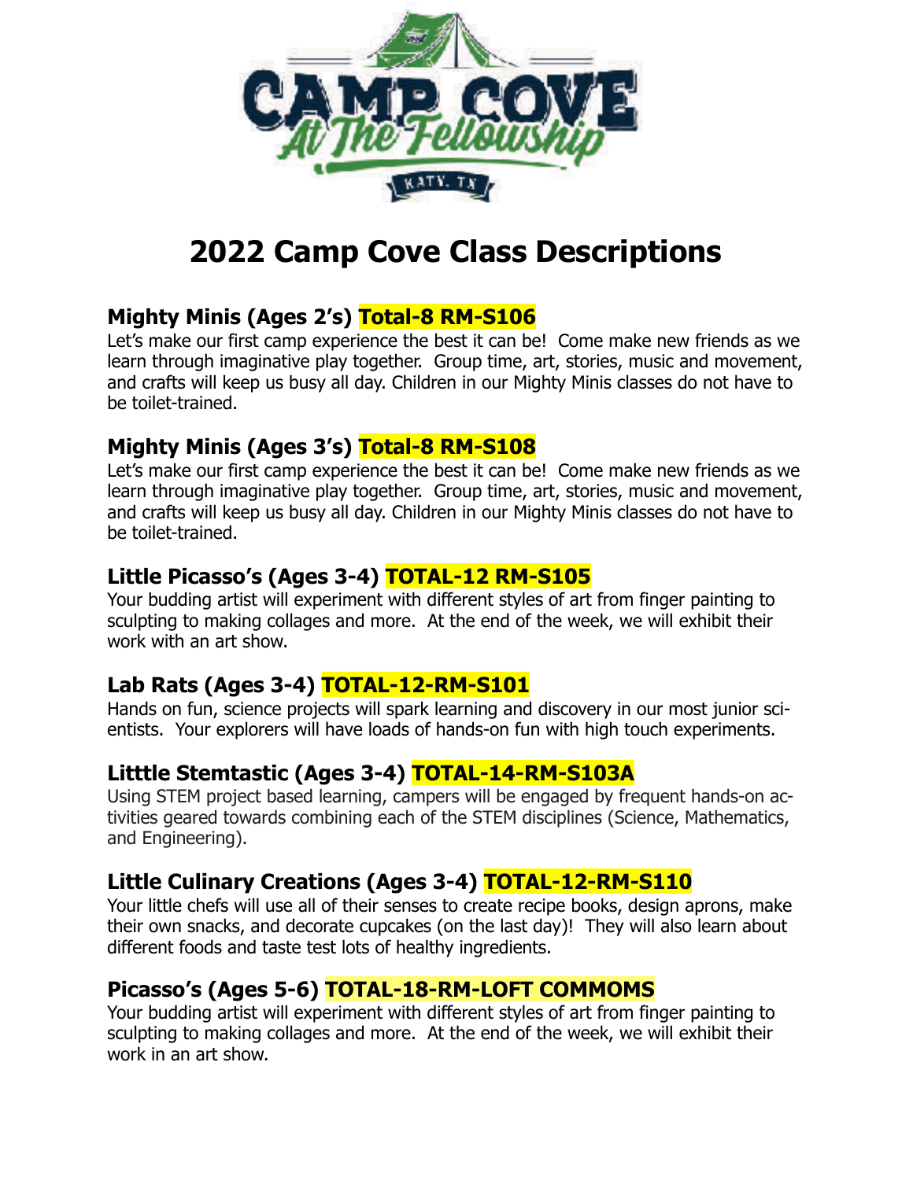# 2022 Camp Cove Class Descriptions

### Mighty Minis (Ages 2's) Total-8 RM-S106

Let's make our first camp experience the best it can be! Come make new friends as we learn through imaginative play together. Group time, art, stories, music and movement, and crafts will keep us busy all day. Children in our Mighty Minis classes do not have to be toilet-trained.

### Mighty Minis (Ages 3's) Total-8 RM-S108

Let's make our first camp experience the best it can be! Come make new friends as we learn through imaginative play together. Group time, art, stories, music and movement, and crafts will keep us busy all day. Children in our Mighty Minis classes do not have to be toilet-trained.

### Little Picasso's (Ages 3-4) TOTAL-12 RM-S105

Your budding artist will experiment with different styles of art from finger painting to sculpting to making collages and more. At the end of the week, we will exhibit their work with an art show.

### Lab Rats (Ages 3-4) TOTAL-12-RM-S101

Hands on fun, science projects will spark learning and discovery in our most junior scientists. Your explorers will have loads of hands-on fun with high touch experiments.

### Litttle Stemtastic (Ages 3-4) TOTAL-14-RM-S103A

Using STEM project based learning, campers will be engaged by frequent hands-on activities geared towards combining each of the STEM disciplines (Science, Mathematics, and Engineering).

### Little Culinary Creations (Ages 3-4) TOTAL-12-RM-S110

Your little chefs will use all of their senses to create recipe books, design aprons, make their own snacks, and decorate cupcakes (on the last day)! They will also learn about different foods and taste test lots of healthy ingredients.

### Picasso's (Ages 5-6) TOTAL-18-RM-LOFT COMMOMS

Your budding artist will experiment with different styles of art from finger painting to sculpting to making collages and more. At the end of the week, we will exhibit their work in an art show.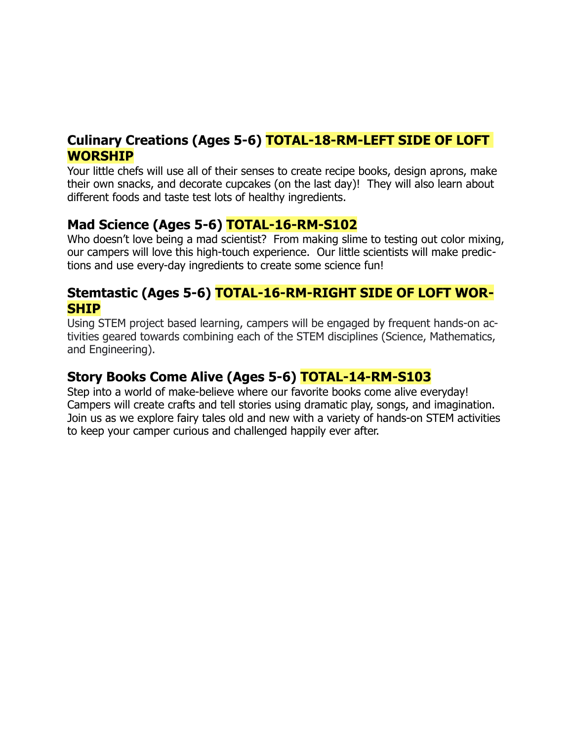### Culinary Creations (Ages 5-6) TOTAL-18-RM-LEFT SIDE OF LOFT WORSHIP

Your little chefs will use all of their senses to create recipe books, design aprons, make their own snacks, and decorate cupcakes (on the last day)! They will also learn about different foods and taste test lots of healthy ingredients.

### Mad Science (Ages 5-6) TOTAL-16-RM-S102

Who doesn't love being a mad scientist? From making slime to testing out color mixing, our campers will love this high-touch experience. Our little scientists will make predictions and use every-day ingredients to create some science fun!

### Stemtastic (Ages 5-6) TOTAL-16-RM-RIGHT SIDE OF LOFT WORSHIP

Using STEM project based learning, campers will be engaged by frequent hands-on activities geared towards combining each of the STEM disciplines (Science, Mathematics, and Engineering).

### Story Books Come Alive (Ages 5-6) TOTAL-14-RM-S103

Step into a world of make-believe where our favorite books come alive everyday! Campers will create crafts and tell stories using dramatic play, songs, and imagination. Join us as we explore fairy tales old and new with a variety of hands-on STEM activities to keep your camper curious and challenged happily ever after.